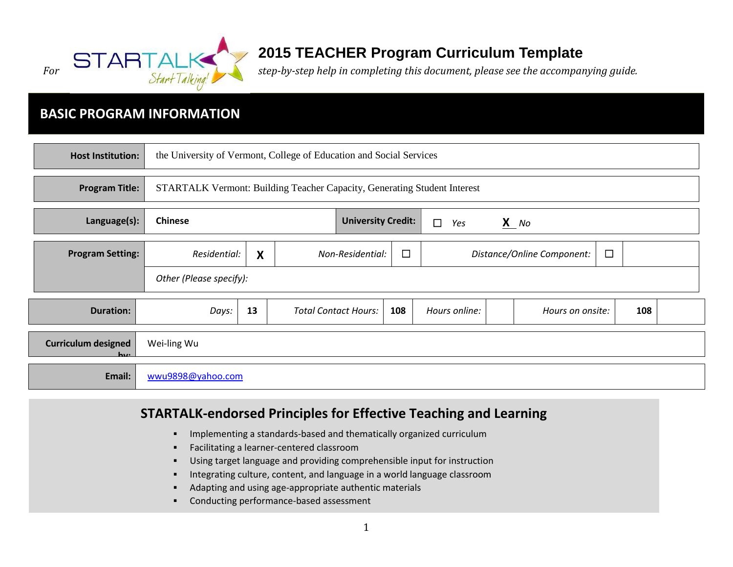For **STARTALK** *Start Talking!*

# 2015 TEACHER Program Curriculum Template

*step-by-step help in completing this document, please see the accompanying guide.*

## BASIC PROGRAM INFORMATION

| | |
|---|---|
| **Host Institution:** | the University of Vermont, College of Education and Social Services |
| **Program Title:** | STARTALK Vermont: Building Teacher Capacity, Generating Student Interest |

| | | | |
|---|---|---|---|
| **Language(s):** | **Chinese** | **University Credit:** | ☐ *Yes* **X** *No* |

| | | | | | | |
|---|---|---|---|---|---|---|
| **Program Setting:** | *Residential:* | **X** | *Non-Residential:* | ☐ | *Distance/Online Component:* | ☐ |
| | *Other (Please specify):* | | | | | |

| | | | | | | | | |
|---|---|---|---|---|---|---|---|---|
| **Duration:** | *Days:* | **13** | *Total Contact Hours:* | **108** | *Hours online:* | | *Hours on onsite:* | **108** |

| | |
|---|---|
| **Curriculum designed by:** | Wei-ling Wu |
| **Email:** | wwu9898@yahoo.com |

## STARTALK-endorsed Principles for Effective Teaching and Learning

- Implementing a standards-based and thematically organized curriculum
- Facilitating a learner-centered classroom
- Using target language and providing comprehensible input for instruction
- Integrating culture, content, and language in a world language classroom
- Adapting and using age-appropriate authentic materials
- Conducting performance-based assessment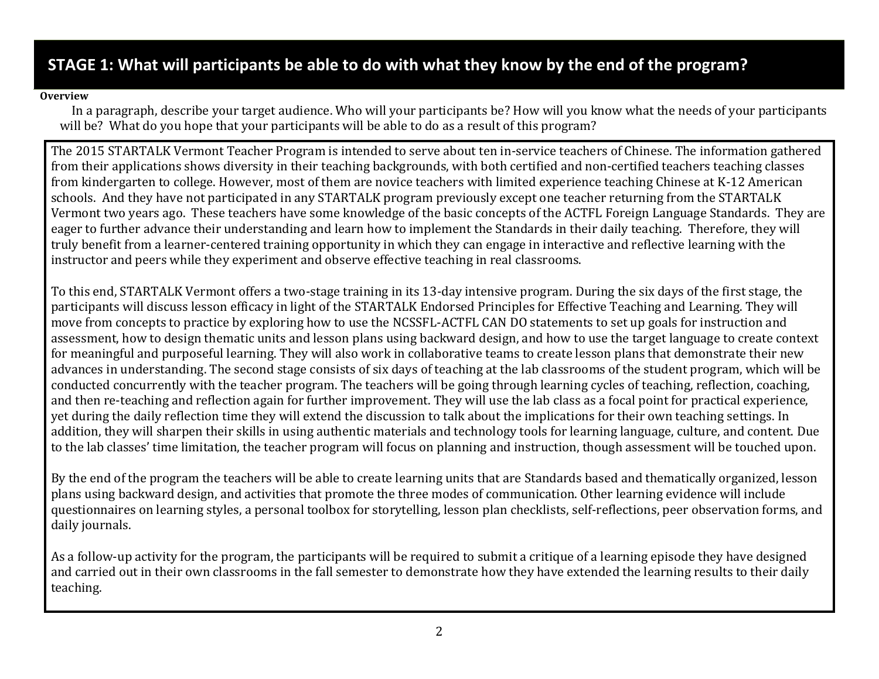## STAGE 1: What will participants be able to do with what they know by the end of the program?

**Overview**

In a paragraph, describe your target audience. Who will your participants be? How will you know what the needs of your participants will be? What do you hope that your participants will be able to do as a result of this program?

The 2015 STARTALK Vermont Teacher Program is intended to serve about ten in-service teachers of Chinese. The information gathered from their applications shows diversity in their teaching backgrounds, with both certified and non-certified teachers teaching classes from kindergarten to college. However, most of them are novice teachers with limited experience teaching Chinese at K-12 American schools. And they have not participated in any STARTALK program previously except one teacher returning from the STARTALK Vermont two years ago. These teachers have some knowledge of the basic concepts of the ACTFL Foreign Language Standards. They are eager to further advance their understanding and learn how to implement the Standards in their daily teaching. Therefore, they will truly benefit from a learner-centered training opportunity in which they can engage in interactive and reflective learning with the instructor and peers while they experiment and observe effective teaching in real classrooms.

To this end, STARTALK Vermont offers a two-stage training in its 13-day intensive program. During the six days of the first stage, the participants will discuss lesson efficacy in light of the STARTALK Endorsed Principles for Effective Teaching and Learning. They will move from concepts to practice by exploring how to use the NCSSFL-ACTFL CAN DO statements to set up goals for instruction and assessment, how to design thematic units and lesson plans using backward design, and how to use the target language to create context for meaningful and purposeful learning. They will also work in collaborative teams to create lesson plans that demonstrate their new advances in understanding. The second stage consists of six days of teaching at the lab classrooms of the student program, which will be conducted concurrently with the teacher program. The teachers will be going through learning cycles of teaching, reflection, coaching, and then re-teaching and reflection again for further improvement. They will use the lab class as a focal point for practical experience, yet during the daily reflection time they will extend the discussion to talk about the implications for their own teaching settings. In addition, they will sharpen their skills in using authentic materials and technology tools for learning language, culture, and content. Due to the lab classes' time limitation, the teacher program will focus on planning and instruction, though assessment will be touched upon.

By the end of the program the teachers will be able to create learning units that are Standards based and thematically organized, lesson plans using backward design, and activities that promote the three modes of communication. Other learning evidence will include questionnaires on learning styles, a personal toolbox for storytelling, lesson plan checklists, self-reflections, peer observation forms, and daily journals.

As a follow-up activity for the program, the participants will be required to submit a critique of a learning episode they have designed and carried out in their own classrooms in the fall semester to demonstrate how they have extended the learning results to their daily teaching.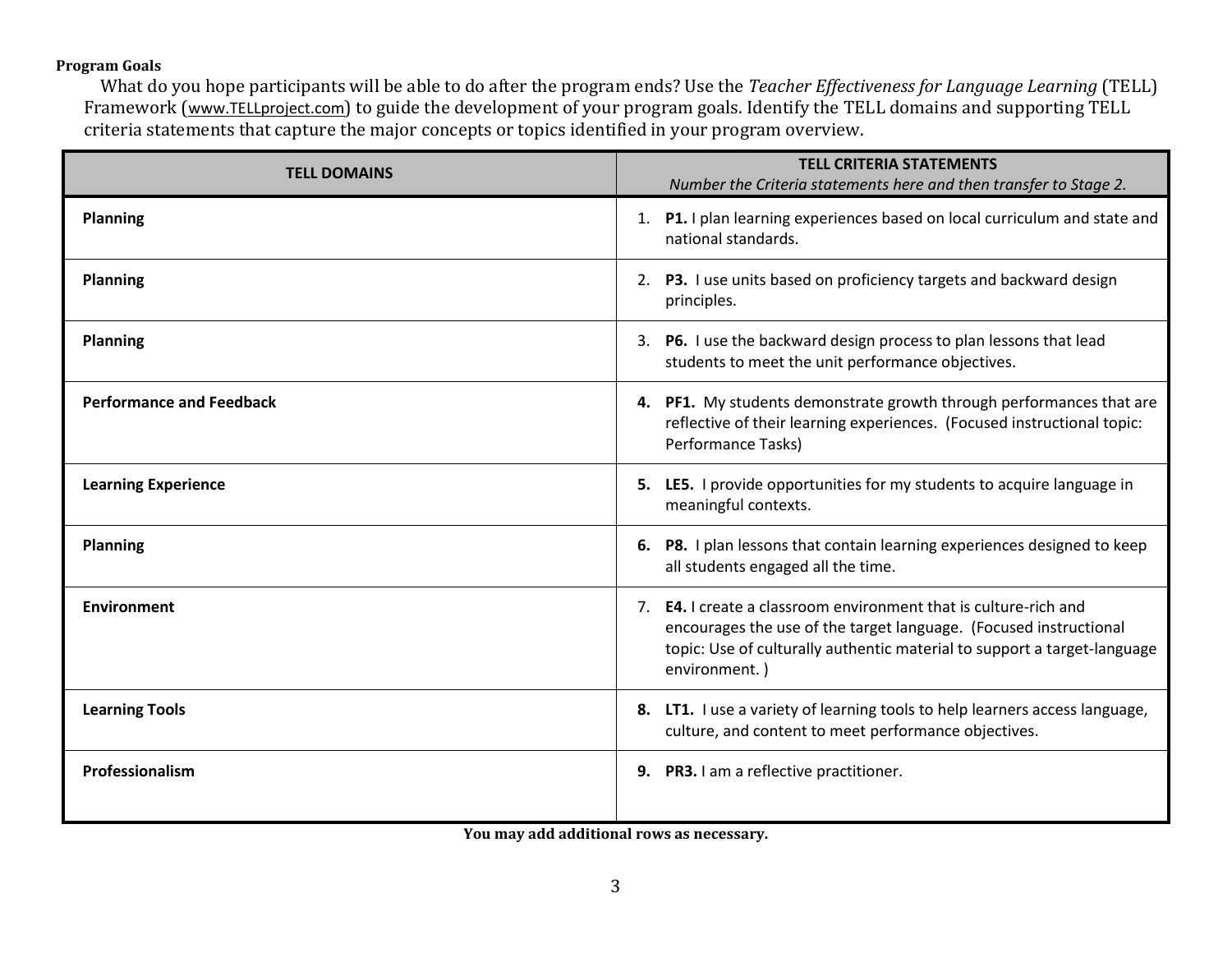**Program Goals**

What do you hope participants will be able to do after the program ends? Use the *Teacher Effectiveness for Language Learning* (TELL) Framework (www.TELLproject.com) to guide the development of your program goals. Identify the TELL domains and supporting TELL criteria statements that capture the major concepts or topics identified in your program overview.

| TELL DOMAINS | TELL CRITERIA STATEMENTS *Number the Criteria statements here and then transfer to Stage 2.* |
|---|---|
| **Planning** | 1. **P1.** I plan learning experiences based on local curriculum and state and national standards. |
| **Planning** | 2. **P3.** I use units based on proficiency targets and backward design principles. |
| **Planning** | 3. **P6.** I use the backward design process to plan lessons that lead students to meet the unit performance objectives. |
| **Performance and Feedback** | **4. PF1.** My students demonstrate growth through performances that are reflective of their learning experiences. (Focused instructional topic: Performance Tasks) |
| **Learning Experience** | **5. LE5.** I provide opportunities for my students to acquire language in meaningful contexts. |
| **Planning** | **6. P8.** I plan lessons that contain learning experiences designed to keep all students engaged all the time. |
| **Environment** | 7. **E4.** I create a classroom environment that is culture-rich and encourages the use of the target language. (Focused instructional topic: Use of culturally authentic material to support a target-language environment. ) |
| **Learning Tools** | **8. LT1.** I use a variety of learning tools to help learners access language, culture, and content to meet performance objectives. |
| **Professionalism** | **9. PR3.** I am a reflective practitioner. |

**You may add additional rows as necessary.**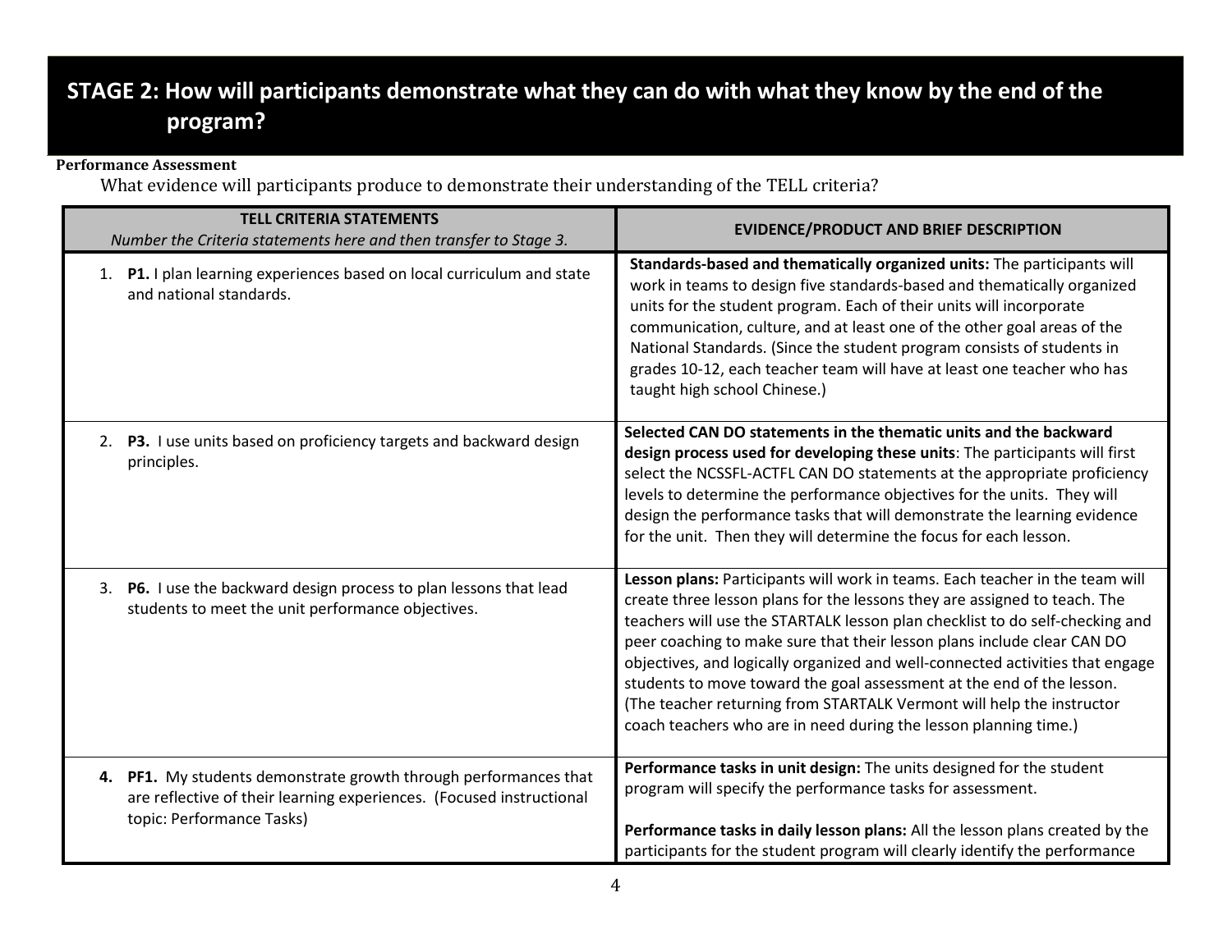# STAGE 2: How will participants demonstrate what they can do with what they know by the end of the program?

**Performance Assessment**

What evidence will participants produce to demonstrate their understanding of the TELL criteria?

| **TELL CRITERIA STATEMENTS** *Number the Criteria statements here and then transfer to Stage 3.* | **EVIDENCE/PRODUCT AND BRIEF DESCRIPTION** |
|---|---|
| 1. **P1.** I plan learning experiences based on local curriculum and state and national standards. | **Standards-based and thematically organized units:** The participants will work in teams to design five standards-based and thematically organized units for the student program. Each of their units will incorporate communication, culture, and at least one of the other goal areas of the National Standards. (Since the student program consists of students in grades 10-12, each teacher team will have at least one teacher who has taught high school Chinese.) |
| 2. **P3.** I use units based on proficiency targets and backward design principles. | **Selected CAN DO statements in the thematic units and the backward design process used for developing these units**: The participants will first select the NCSSFL-ACTFL CAN DO statements at the appropriate proficiency levels to determine the performance objectives for the units. They will design the performance tasks that will demonstrate the learning evidence for the unit. Then they will determine the focus for each lesson. |
| 3. **P6.** I use the backward design process to plan lessons that lead students to meet the unit performance objectives. | **Lesson plans:** Participants will work in teams. Each teacher in the team will create three lesson plans for the lessons they are assigned to teach. The teachers will use the STARTALK lesson plan checklist to do self-checking and peer coaching to make sure that their lesson plans include clear CAN DO objectives, and logically organized and well-connected activities that engage students to move toward the goal assessment at the end of the lesson. (The teacher returning from STARTALK Vermont will help the instructor coach teachers who are in need during the lesson planning time.) |
| **4. PF1.** My students demonstrate growth through performances that are reflective of their learning experiences. (Focused instructional topic: Performance Tasks) | **Performance tasks in unit design:** The units designed for the student program will specify the performance tasks for assessment.<br><br>**Performance tasks in daily lesson plans:** All the lesson plans created by the participants for the student program will clearly identify the performance |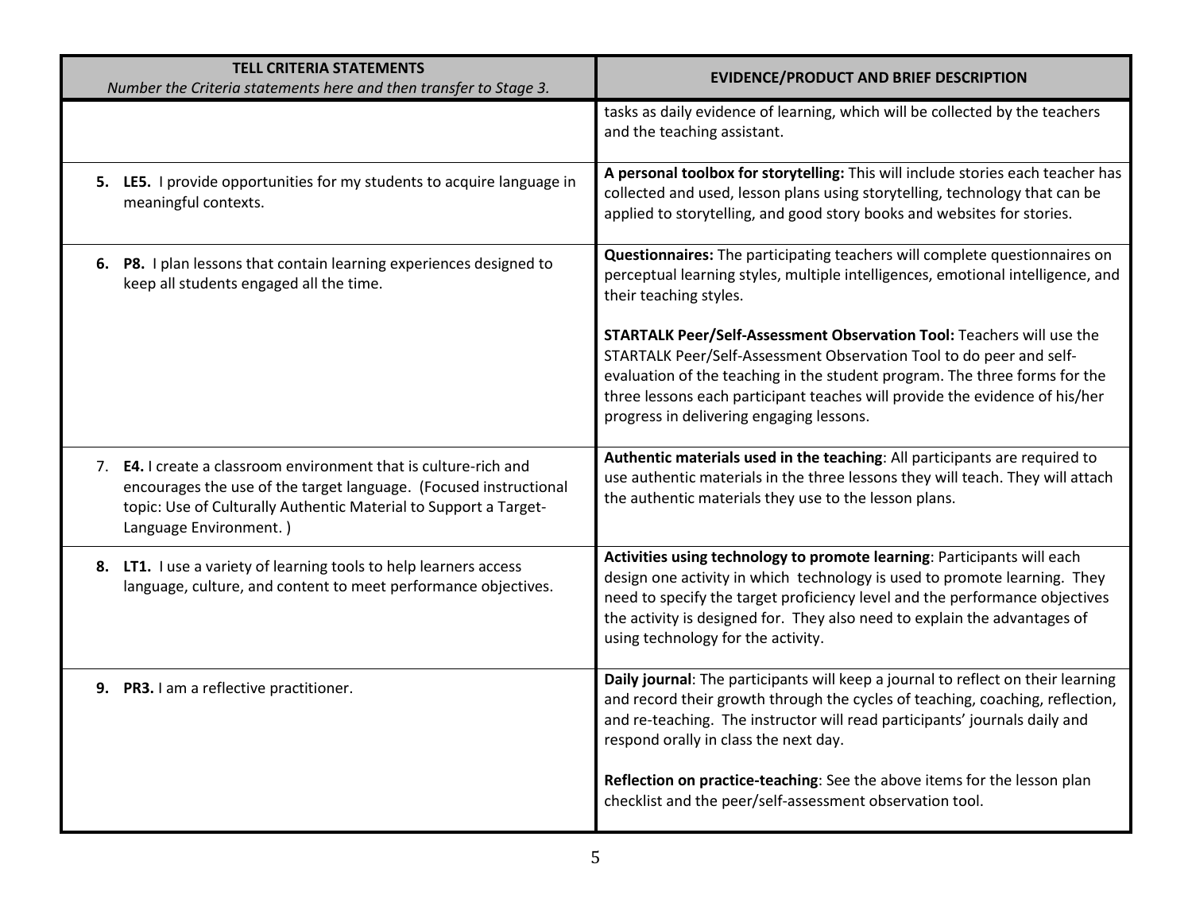| **TELL CRITERIA STATEMENTS** *Number the Criteria statements here and then transfer to Stage 3.* | **EVIDENCE/PRODUCT AND BRIEF DESCRIPTION** |
|---|---|
| | tasks as daily evidence of learning, which will be collected by the teachers and the teaching assistant. |
| **5. LE5.** I provide opportunities for my students to acquire language in meaningful contexts. | **A personal toolbox for storytelling:** This will include stories each teacher has collected and used, lesson plans using storytelling, technology that can be applied to storytelling, and good story books and websites for stories. |
| **6. P8.** I plan lessons that contain learning experiences designed to keep all students engaged all the time. | **Questionnaires:** The participating teachers will complete questionnaires on perceptual learning styles, multiple intelligences, emotional intelligence, and their teaching styles.<br><br>**STARTALK Peer/Self-Assessment Observation Tool:** Teachers will use the STARTALK Peer/Self-Assessment Observation Tool to do peer and self-evaluation of the teaching in the student program. The three forms for the three lessons each participant teaches will provide the evidence of his/her progress in delivering engaging lessons. |
| 7. **E4.** I create a classroom environment that is culture-rich and encourages the use of the target language. (Focused instructional topic: Use of Culturally Authentic Material to Support a Target-Language Environment. ) | **Authentic materials used in the teaching**: All participants are required to use authentic materials in the three lessons they will teach. They will attach the authentic materials they use to the lesson plans. |
| **8. LT1.** I use a variety of learning tools to help learners access language, culture, and content to meet performance objectives. | **Activities using technology to promote learning**: Participants will each design one activity in which technology is used to promote learning. They need to specify the target proficiency level and the performance objectives the activity is designed for. They also need to explain the advantages of using technology for the activity. |
| **9. PR3.** I am a reflective practitioner. | **Daily journal**: The participants will keep a journal to reflect on their learning and record their growth through the cycles of teaching, coaching, reflection, and re-teaching. The instructor will read participants' journals daily and respond orally in class the next day.<br><br>**Reflection on practice-teaching**: See the above items for the lesson plan checklist and the peer/self-assessment observation tool. |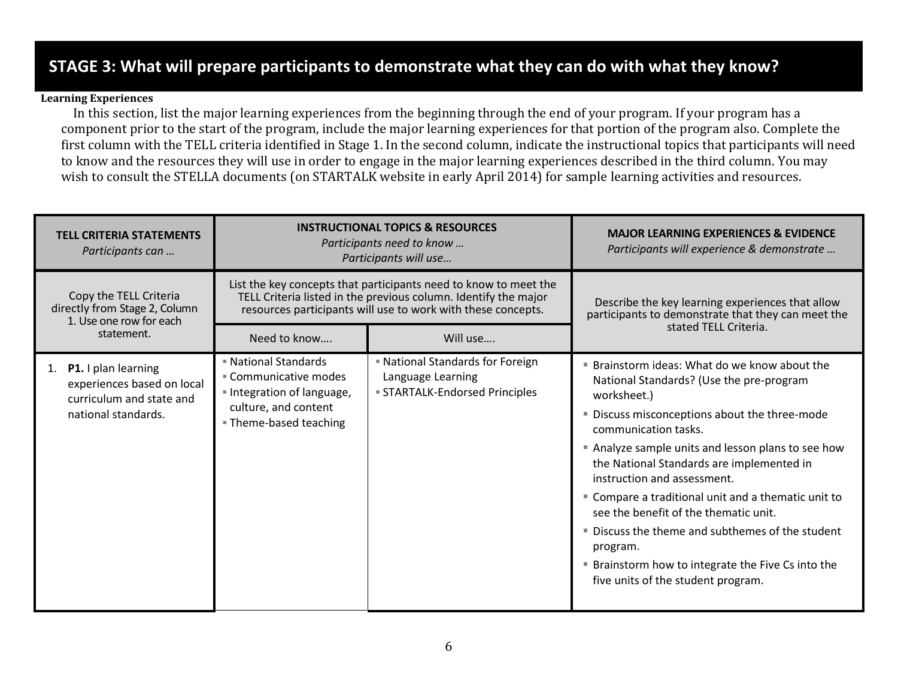## STAGE 3: What will prepare participants to demonstrate what they can do with what they know?

**Learning Experiences**

In this section, list the major learning experiences from the beginning through the end of your program. If your program has a component prior to the start of the program, include the major learning experiences for that portion of the program also. Complete the first column with the TELL criteria identified in Stage 1. In the second column, indicate the instructional topics that participants will need to know and the resources they will use in order to engage in the major learning experiences described in the third column. You may wish to consult the STELLA documents (on STARTALK website in early April 2014) for sample learning activities and resources.

| **TELL CRITERIA STATEMENTS** *Participants can …* | **INSTRUCTIONAL TOPICS & RESOURCES** *Participants need to know … Participants will use…* | | **MAJOR LEARNING EXPERIENCES & EVIDENCE** *Participants will experience & demonstrate …* |
|---|---|---|---|
| Copy the TELL Criteria directly from Stage 2, Column 1. Use one row for each statement. | List the key concepts that participants need to know to meet the TELL Criteria listed in the previous column. Identify the major resources participants will use to work with these concepts. | | Describe the key learning experiences that allow participants to demonstrate that they can meet the stated TELL Criteria. |
| | Need to know…. | Will use…. | |
| 1. **P1.** I plan learning experiences based on local curriculum and state and national standards. | ▪ National Standards<br>▪ Communicative modes<br>▪ Integration of language, culture, and content<br>▪ Theme-based teaching | ▪ National Standards for Foreign Language Learning<br>▪ STARTALK-Endorsed Principles | ▪ Brainstorm ideas: What do we know about the National Standards? (Use the pre-program worksheet.)<br>▪ Discuss misconceptions about the three-mode communication tasks.<br>▪ Analyze sample units and lesson plans to see how the National Standards are implemented in instruction and assessment.<br>▪ Compare a traditional unit and a thematic unit to see the benefit of the thematic unit.<br>▪ Discuss the theme and subthemes of the student program.<br>▪ Brainstorm how to integrate the Five Cs into the five units of the student program. |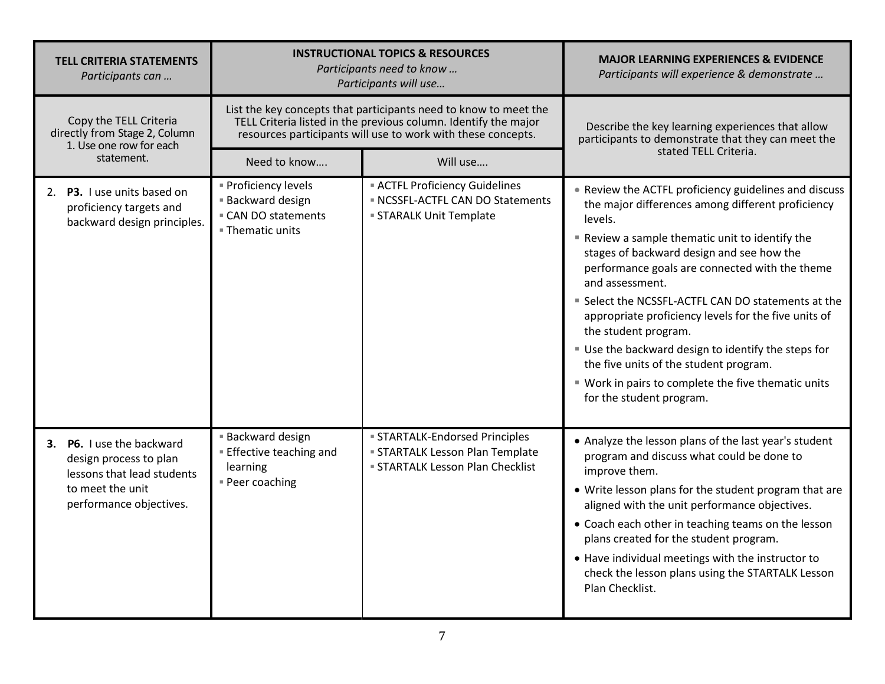| TELL CRITERIA STATEMENTS *Participants can …* | INSTRUCTIONAL TOPICS & RESOURCES *Participants need to know …* *Participants will use…* | | MAJOR LEARNING EXPERIENCES & EVIDENCE *Participants will experience & demonstrate …* |
|---|---|---|---|
| Copy the TELL Criteria directly from Stage 2, Column 1. Use one row for each statement. | List the key concepts that participants need to know to meet the TELL Criteria listed in the previous column. Identify the major resources participants will use to work with these concepts. | | Describe the key learning experiences that allow participants to demonstrate that they can meet the stated TELL Criteria. |
| | Need to know…. | Will use…. | |
| 2. **P3.** I use units based on proficiency targets and backward design principles. | ▪ Proficiency levels<br>▪ Backward design<br>▪ CAN DO statements<br>▪ Thematic units | ▪ ACTFL Proficiency Guidelines<br>▪ NCSSFL-ACTFL CAN DO Statements<br>▪ STARALK Unit Template | • Review the ACTFL proficiency guidelines and discuss the major differences among different proficiency levels.<br>▪ Review a sample thematic unit to identify the stages of backward design and see how the performance goals are connected with the theme and assessment.<br>▪ Select the NCSSFL-ACTFL CAN DO statements at the appropriate proficiency levels for the five units of the student program.<br>▪ Use the backward design to identify the steps for the five units of the student program.<br>▪ Work in pairs to complete the five thematic units for the student program. |
| **3. P6.** I use the backward design process to plan lessons that lead students to meet the unit performance objectives. | ▪ Backward design<br>▪ Effective teaching and learning<br>▪ Peer coaching | ▪ STARTALK-Endorsed Principles<br>▪ STARTALK Lesson Plan Template<br>▪ STARTALK Lesson Plan Checklist | • Analyze the lesson plans of the last year's student program and discuss what could be done to improve them.<br>• Write lesson plans for the student program that are aligned with the unit performance objectives.<br>• Coach each other in teaching teams on the lesson plans created for the student program.<br>• Have individual meetings with the instructor to check the lesson plans using the STARTALK Lesson Plan Checklist. |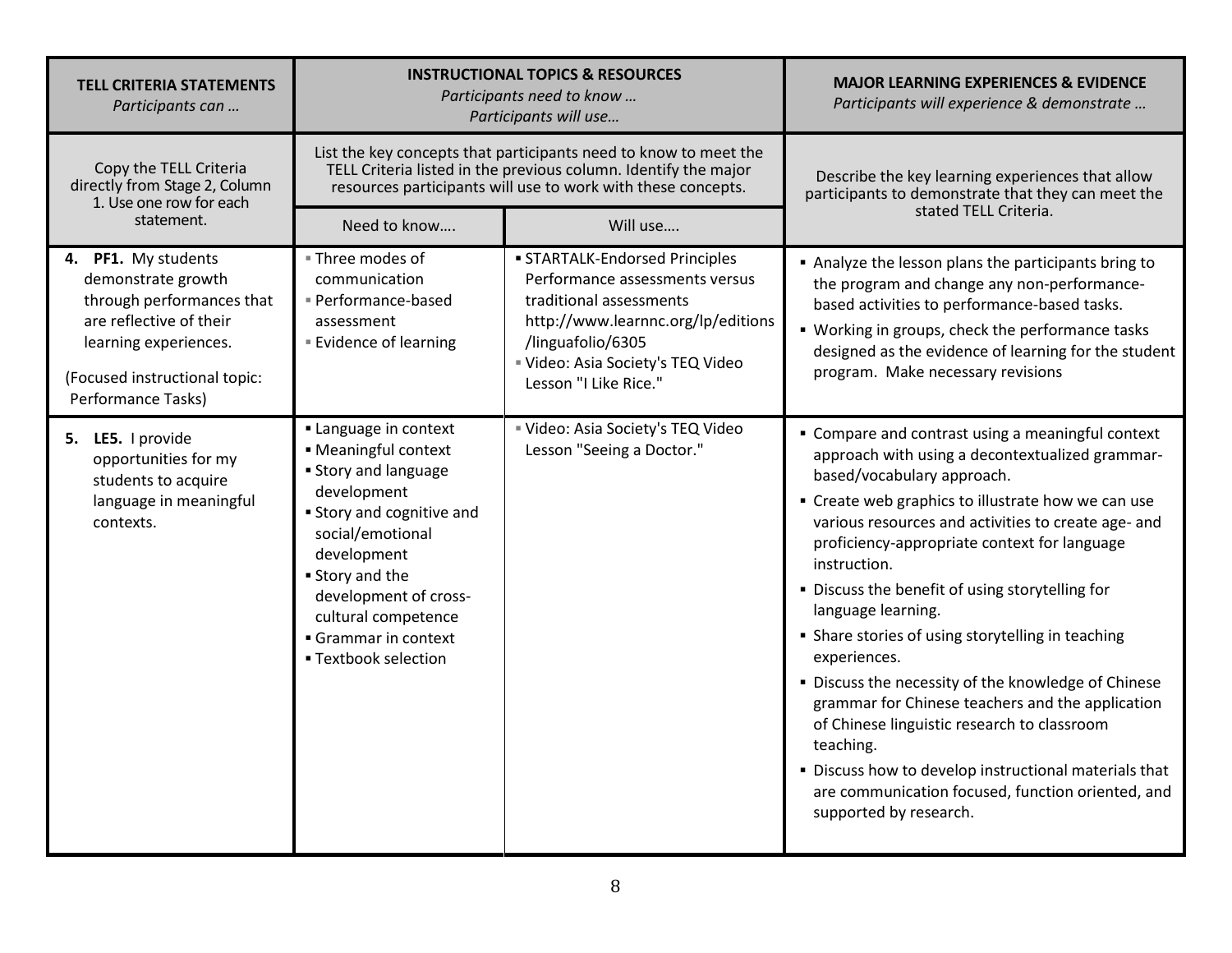| TELL CRITERIA STATEMENTS<br>*Participants can …* | INSTRUCTIONAL TOPICS & RESOURCES<br>*Participants need to know …*<br>*Participants will use…* | | MAJOR LEARNING EXPERIENCES & EVIDENCE<br>*Participants will experience & demonstrate …* |
|---|---|---|---|
| Copy the TELL Criteria directly from Stage 2, Column 1. Use one row for each statement. | List the key concepts that participants need to know to meet the TELL Criteria listed in the previous column. Identify the major resources participants will use to work with these concepts. | | Describe the key learning experiences that allow participants to demonstrate that they can meet the stated TELL Criteria. |
| | Need to know…. | Will use…. | |
| **4. PF1.** My students demonstrate growth through performances that are reflective of their learning experiences.<br><br>(Focused instructional topic: Performance Tasks) | ▪ Three modes of communication<br>▪ Performance-based assessment<br>▪ Evidence of learning | ▪ STARTALK-Endorsed Principles Performance assessments versus traditional assessments http://www.learnnc.org/lp/editions/linguafolio/6305<br>▪ Video: Asia Society's TEQ Video Lesson "I Like Rice." | ▪ Analyze the lesson plans the participants bring to the program and change any non-performance-based activities to performance-based tasks.<br>▪ Working in groups, check the performance tasks designed as the evidence of learning for the student program. Make necessary revisions |
| **5. LE5.** I provide opportunities for my students to acquire language in meaningful contexts. | ▪ Language in context<br>▪ Meaningful context<br>▪ Story and language development<br>▪ Story and cognitive and social/emotional development<br>▪ Story and the development of cross-cultural competence<br>▪ Grammar in context<br>▪ Textbook selection | ▪ Video: Asia Society's TEQ Video Lesson "Seeing a Doctor." | ▪ Compare and contrast using a meaningful context approach with using a decontextualized grammar-based/vocabulary approach.<br>▪ Create web graphics to illustrate how we can use various resources and activities to create age- and proficiency-appropriate context for language instruction.<br>▪ Discuss the benefit of using storytelling for language learning.<br>▪ Share stories of using storytelling in teaching experiences.<br>▪ Discuss the necessity of the knowledge of Chinese grammar for Chinese teachers and the application of Chinese linguistic research to classroom teaching.<br>▪ Discuss how to develop instructional materials that are communication focused, function oriented, and supported by research. |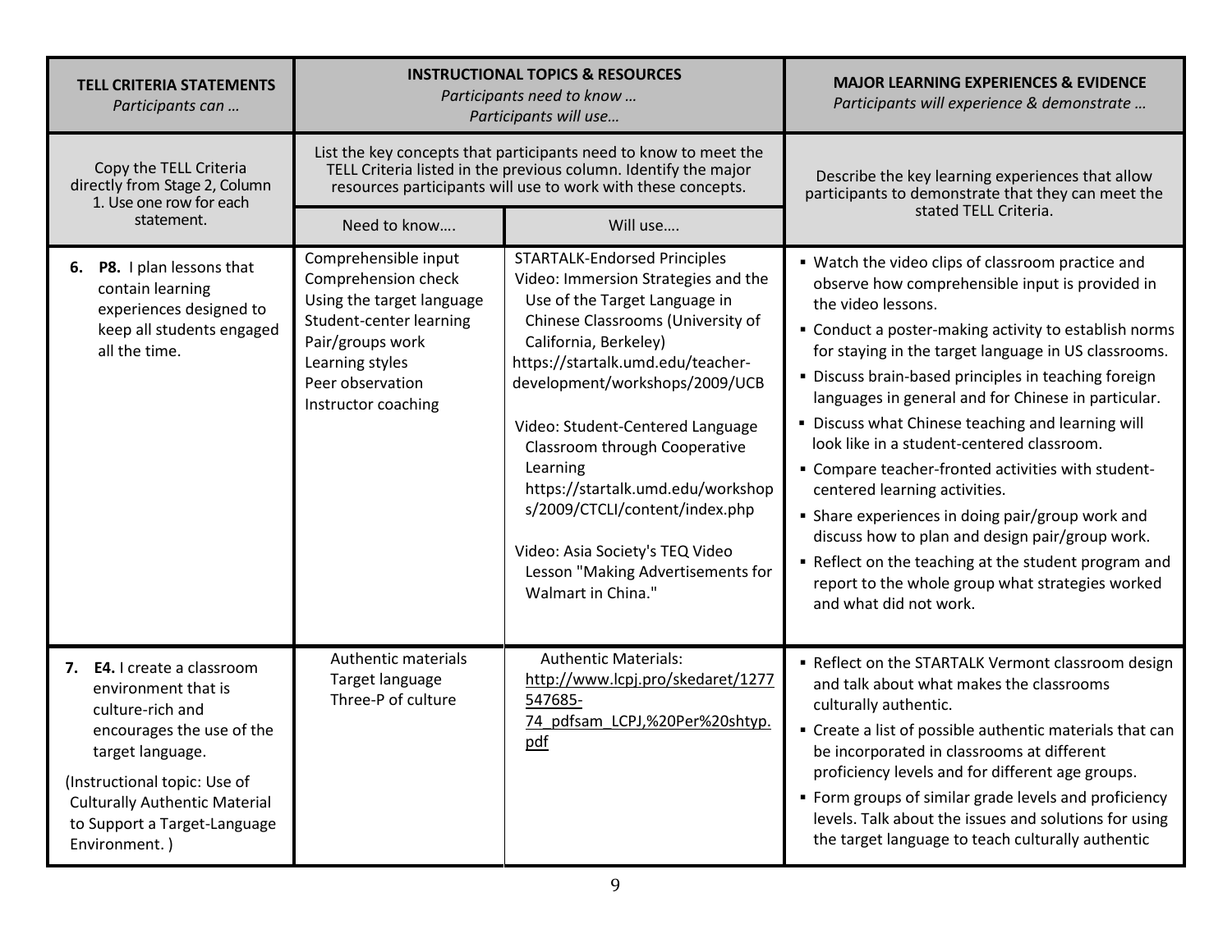| TELL CRITERIA STATEMENTS *Participants can …* | INSTRUCTIONAL TOPICS & RESOURCES *Participants need to know … Participants will use…* | | MAJOR LEARNING EXPERIENCES & EVIDENCE *Participants will experience & demonstrate …* |
|---|---|---|---|
| Copy the TELL Criteria directly from Stage 2, Column 1. Use one row for each statement. | List the key concepts that participants need to know to meet the TELL Criteria listed in the previous column. Identify the major resources participants will use to work with these concepts. | | Describe the key learning experiences that allow participants to demonstrate that they can meet the stated TELL Criteria. |
| | Need to know…. | Will use…. | |
| **6. P8.** I plan lessons that contain learning experiences designed to keep all students engaged all the time. | Comprehensible input<br>Comprehension check<br>Using the target language<br>Student-center learning<br>Pair/groups work<br>Learning styles<br>Peer observation<br>Instructor coaching | STARTALK-Endorsed Principles<br>Video: Immersion Strategies and the Use of the Target Language in Chinese Classrooms (University of California, Berkeley) https://startalk.umd.edu/teacher-development/workshops/2009/UCB<br><br>Video: Student-Centered Language Classroom through Cooperative Learning https://startalk.umd.edu/workshops/2009/CTCLI/content/index.php<br><br>Video: Asia Society's TEQ Video Lesson "Making Advertisements for Walmart in China." | ▪ Watch the video clips of classroom practice and observe how comprehensible input is provided in the video lessons.<br>▪ Conduct a poster-making activity to establish norms for staying in the target language in US classrooms.<br>▪ Discuss brain-based principles in teaching foreign languages in general and for Chinese in particular.<br>▪ Discuss what Chinese teaching and learning will look like in a student-centered classroom.<br>▪ Compare teacher-fronted activities with student-centered learning activities.<br>▪ Share experiences in doing pair/group work and discuss how to plan and design pair/group work.<br>▪ Reflect on the teaching at the student program and report to the whole group what strategies worked and what did not work. |
| **7. E4.** I create a classroom environment that is culture-rich and encourages the use of the target language.<br><br>(Instructional topic: Use of Culturally Authentic Material to Support a Target-Language Environment. ) | Authentic materials<br>Target language<br>Three-P of culture | Authentic Materials: http://www.lcpj.pro/skedaret/1277547685-74_pdfsam_LCPJ,%20Per%20shtyp.pdf | ▪ Reflect on the STARTALK Vermont classroom design and talk about what makes the classrooms culturally authentic.<br>▪ Create a list of possible authentic materials that can be incorporated in classrooms at different proficiency levels and for different age groups.<br>▪ Form groups of similar grade levels and proficiency levels. Talk about the issues and solutions for using the target language to teach culturally authentic |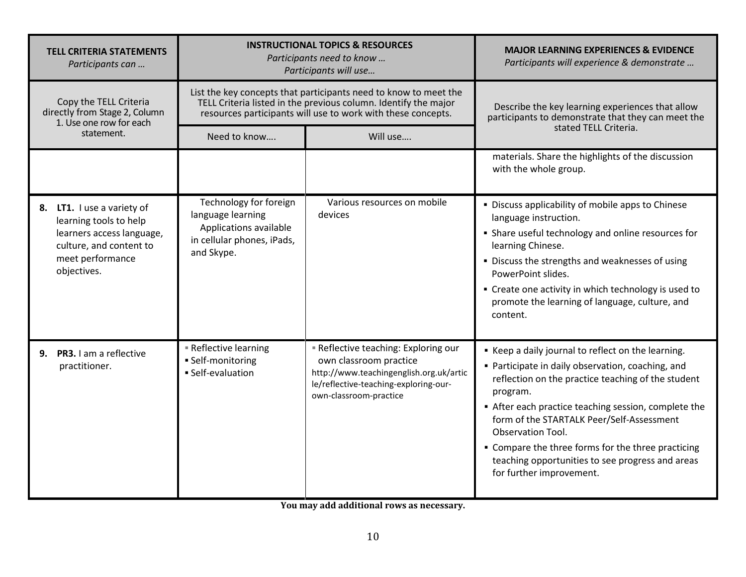| **TELL CRITERIA STATEMENTS** *Participants can …* | **INSTRUCTIONAL TOPICS & RESOURCES** *Participants need to know … Participants will use…* | | **MAJOR LEARNING EXPERIENCES & EVIDENCE** *Participants will experience & demonstrate …* |
|---|---|---|---|
| Copy the TELL Criteria directly from Stage 2, Column 1. Use one row for each statement. | List the key concepts that participants need to know to meet the TELL Criteria listed in the previous column. Identify the major resources participants will use to work with these concepts. | | Describe the key learning experiences that allow participants to demonstrate that they can meet the stated TELL Criteria. |
| | Need to know…. | Will use…. | |
| | | | materials. Share the highlights of the discussion with the whole group. |
| **8. LT1.** I use a variety of learning tools to help learners access language, culture, and content to meet performance objectives. | Technology for foreign language learning<br>Applications available in cellular phones, iPads, and Skype. | Various resources on mobile devices | ▪ Discuss applicability of mobile apps to Chinese language instruction.<br>▪ Share useful technology and online resources for learning Chinese.<br>▪ Discuss the strengths and weaknesses of using PowerPoint slides.<br>▪ Create one activity in which technology is used to promote the learning of language, culture, and content. |
| **9. PR3.** I am a reflective practitioner. | ▪ Reflective learning<br>▪ Self-monitoring<br>▪ Self-evaluation | ▪ Reflective teaching: Exploring our own classroom practice http://www.teachingenglish.org.uk/article/reflective-teaching-exploring-our-own-classroom-practice | ▪ Keep a daily journal to reflect on the learning.<br>▪ Participate in daily observation, coaching, and reflection on the practice teaching of the student program.<br>▪ After each practice teaching session, complete the form of the STARTALK Peer/Self-Assessment Observation Tool.<br>▪ Compare the three forms for the three practicing teaching opportunities to see progress and areas for further improvement. |

**You may add additional rows as necessary.**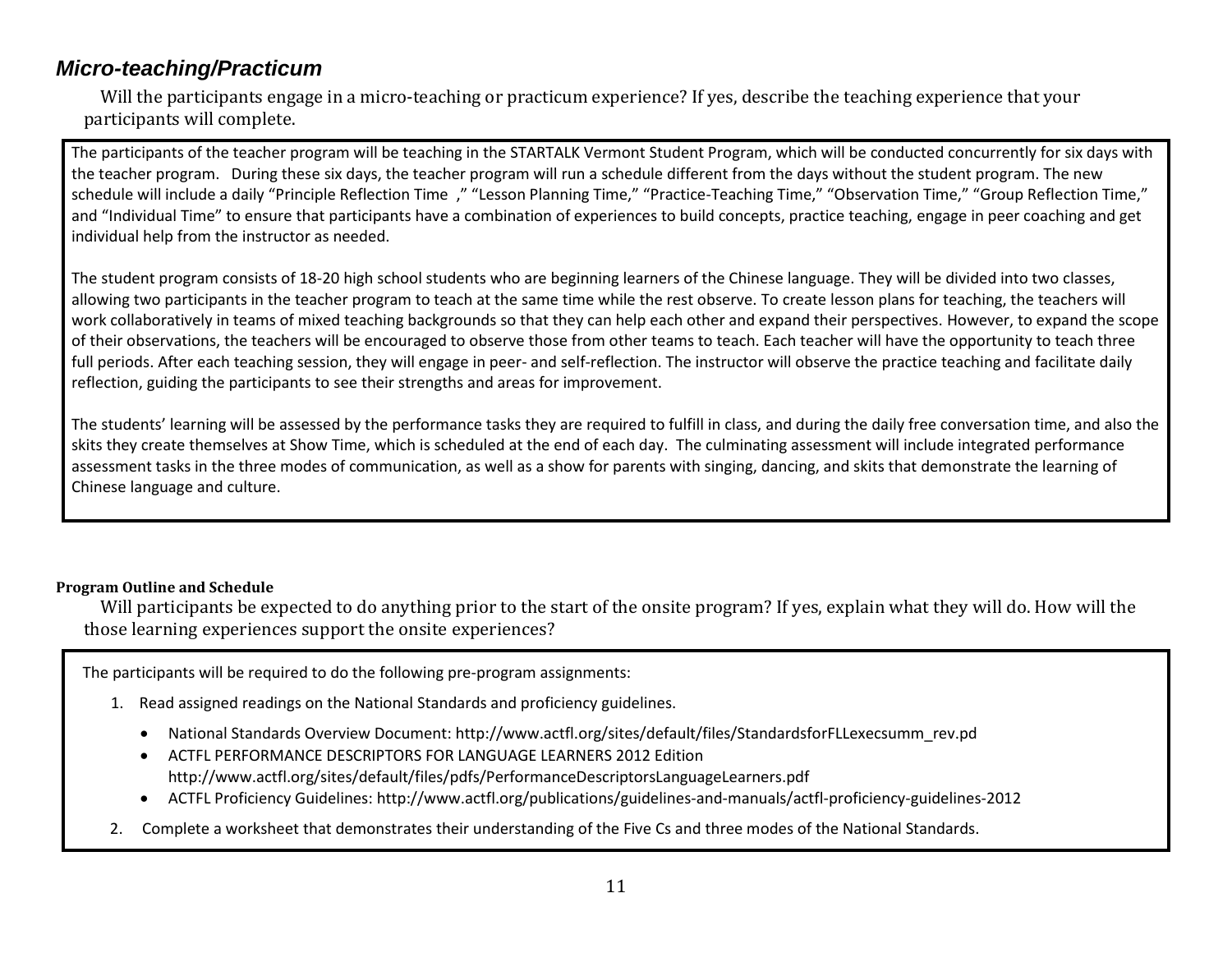## *Micro-teaching/Practicum*

Will the participants engage in a micro-teaching or practicum experience? If yes, describe the teaching experience that your participants will complete.

The participants of the teacher program will be teaching in the STARTALK Vermont Student Program, which will be conducted concurrently for six days with the teacher program. During these six days, the teacher program will run a schedule different from the days without the student program. The new schedule will include a daily "Principle Reflection Time ," "Lesson Planning Time," "Practice-Teaching Time," "Observation Time," "Group Reflection Time," and "Individual Time" to ensure that participants have a combination of experiences to build concepts, practice teaching, engage in peer coaching and get individual help from the instructor as needed.

The student program consists of 18-20 high school students who are beginning learners of the Chinese language. They will be divided into two classes, allowing two participants in the teacher program to teach at the same time while the rest observe. To create lesson plans for teaching, the teachers will work collaboratively in teams of mixed teaching backgrounds so that they can help each other and expand their perspectives. However, to expand the scope of their observations, the teachers will be encouraged to observe those from other teams to teach. Each teacher will have the opportunity to teach three full periods. After each teaching session, they will engage in peer- and self-reflection. The instructor will observe the practice teaching and facilitate daily reflection, guiding the participants to see their strengths and areas for improvement.

The students' learning will be assessed by the performance tasks they are required to fulfill in class, and during the daily free conversation time, and also the skits they create themselves at Show Time, which is scheduled at the end of each day. The culminating assessment will include integrated performance assessment tasks in the three modes of communication, as well as a show for parents with singing, dancing, and skits that demonstrate the learning of Chinese language and culture.

**Program Outline and Schedule**

Will participants be expected to do anything prior to the start of the onsite program? If yes, explain what they will do. How will the those learning experiences support the onsite experiences?

The participants will be required to do the following pre-program assignments:

1. Read assigned readings on the National Standards and proficiency guidelines.
   - National Standards Overview Document: http://www.actfl.org/sites/default/files/StandardsforFLLexecsumm_rev.pd
   - ACTFL PERFORMANCE DESCRIPTORS FOR LANGUAGE LEARNERS 2012 Edition http://www.actfl.org/sites/default/files/pdfs/PerformanceDescriptorsLanguageLearners.pdf
   - ACTFL Proficiency Guidelines: http://www.actfl.org/publications/guidelines-and-manuals/actfl-proficiency-guidelines-2012
2. Complete a worksheet that demonstrates their understanding of the Five Cs and three modes of the National Standards.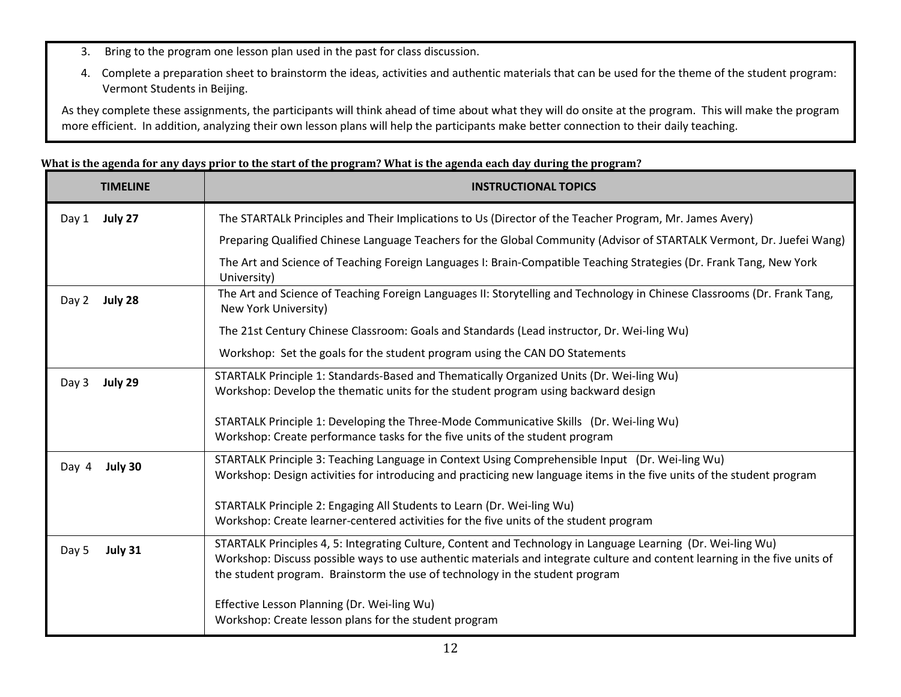3. Bring to the program one lesson plan used in the past for class discussion.
4. Complete a preparation sheet to brainstorm the ideas, activities and authentic materials that can be used for the theme of the student program: Vermont Students in Beijing.

As they complete these assignments, the participants will think ahead of time about what they will do onsite at the program. This will make the program more efficient. In addition, analyzing their own lesson plans will help the participants make better connection to their daily teaching.

**What is the agenda for any days prior to the start of the program? What is the agenda each day during the program?**

| TIMELINE | INSTRUCTIONAL TOPICS |
|---|---|
| Day 1 **July 27** | The STARTALk Principles and Their Implications to Us (Director of the Teacher Program, Mr. James Avery)<br>Preparing Qualified Chinese Language Teachers for the Global Community (Advisor of STARTALK Vermont, Dr. Juefei Wang)<br>The Art and Science of Teaching Foreign Languages I: Brain-Compatible Teaching Strategies (Dr. Frank Tang, New York University) |
| Day 2 **July 28** | The Art and Science of Teaching Foreign Languages II: Storytelling and Technology in Chinese Classrooms (Dr. Frank Tang, New York University)<br>The 21st Century Chinese Classroom: Goals and Standards (Lead instructor, Dr. Wei-ling Wu)<br>Workshop: Set the goals for the student program using the CAN DO Statements |
| Day 3 **July 29** | STARTALK Principle 1: Standards-Based and Thematically Organized Units (Dr. Wei-ling Wu)<br>Workshop: Develop the thematic units for the student program using backward design<br><br>STARTALK Principle 1: Developing the Three-Mode Communicative Skills (Dr. Wei-ling Wu)<br>Workshop: Create performance tasks for the five units of the student program |
| Day 4 **July 30** | STARTALK Principle 3: Teaching Language in Context Using Comprehensible Input (Dr. Wei-ling Wu)<br>Workshop: Design activities for introducing and practicing new language items in the five units of the student program<br><br>STARTALK Principle 2: Engaging All Students to Learn (Dr. Wei-ling Wu)<br>Workshop: Create learner-centered activities for the five units of the student program |
| Day 5 **July 31** | STARTALK Principles 4, 5: Integrating Culture, Content and Technology in Language Learning (Dr. Wei-ling Wu)<br>Workshop: Discuss possible ways to use authentic materials and integrate culture and content learning in the five units of the student program. Brainstorm the use of technology in the student program<br><br>Effective Lesson Planning (Dr. Wei-ling Wu)<br>Workshop: Create lesson plans for the student program |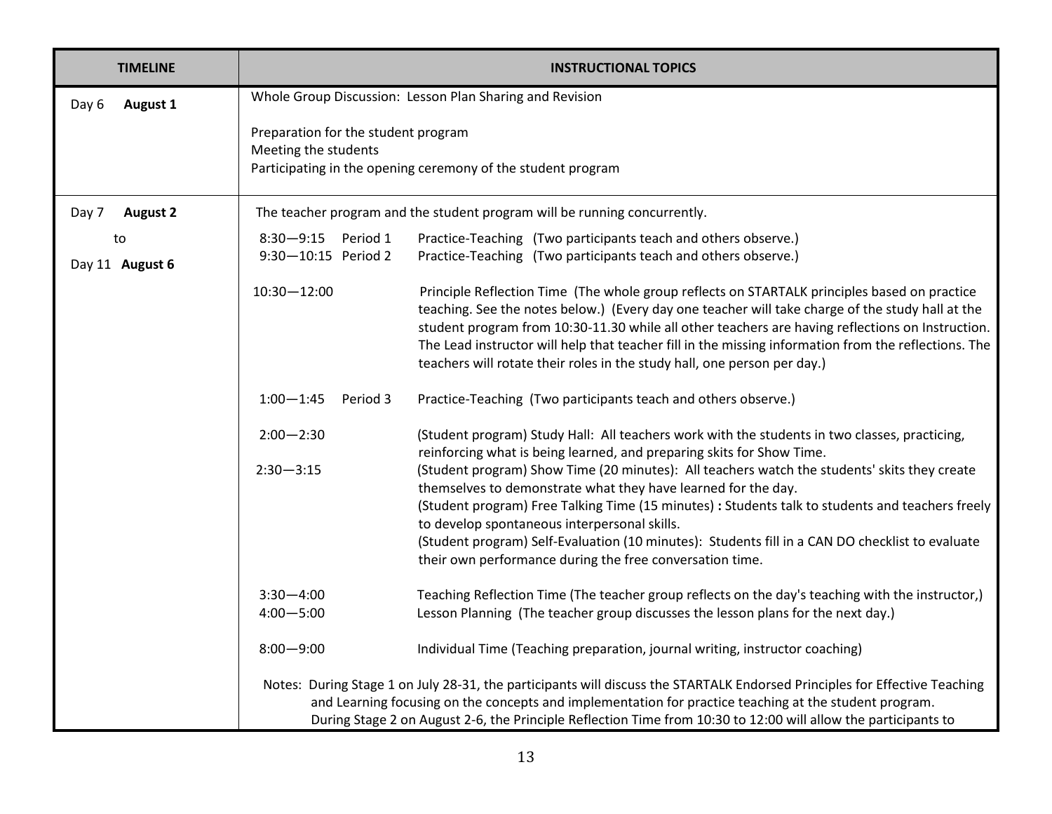| TIMELINE | INSTRUCTIONAL TOPICS |
| --- | --- |
| Day 6 **August 1** | Whole Group Discussion: Lesson Plan Sharing and Revision<br><br>Preparation for the student program<br>Meeting the students<br>Participating in the opening ceremony of the student program |
| Day 7 **August 2**<br>to<br>Day 11 **August 6** | The teacher program and the student program will be running concurrently.<br><br>8:30—9:15 Period 1 Practice-Teaching (Two participants teach and others observe.)<br>9:30—10:15 Period 2 Practice-Teaching (Two participants teach and others observe.)<br><br>10:30—12:00 Principle Reflection Time (The whole group reflects on STARTALK principles based on practice teaching. See the notes below.) (Every day one teacher will take charge of the study hall at the student program from 10:30-11.30 while all other teachers are having reflections on Instruction. The Lead instructor will help that teacher fill in the missing information from the reflections. The teachers will rotate their roles in the study hall, one person per day.)<br><br>1:00—1:45 Period 3 Practice-Teaching (Two participants teach and others observe.)<br><br>2:00—2:30 (Student program) Study Hall: All teachers work with the students in two classes, practicing, reinforcing what is being learned, and preparing skits for Show Time.<br>2:30—3:15 (Student program) Show Time (20 minutes): All teachers watch the students' skits they create themselves to demonstrate what they have learned for the day.<br>(Student program) Free Talking Time (15 minutes) **:** Students talk to students and teachers freely to develop spontaneous interpersonal skills.<br>(Student program) Self-Evaluation (10 minutes): Students fill in a CAN DO checklist to evaluate their own performance during the free conversation time.<br><br>3:30—4:00 Teaching Reflection Time (The teacher group reflects on the day's teaching with the instructor,)<br>4:00—5:00 Lesson Planning (The teacher group discusses the lesson plans for the next day.)<br><br>8:00—9:00 Individual Time (Teaching preparation, journal writing, instructor coaching)<br><br>Notes: During Stage 1 on July 28-31, the participants will discuss the STARTALK Endorsed Principles for Effective Teaching and Learning focusing on the concepts and implementation for practice teaching at the student program.<br>During Stage 2 on August 2-6, the Principle Reflection Time from 10:30 to 12:00 will allow the participants to |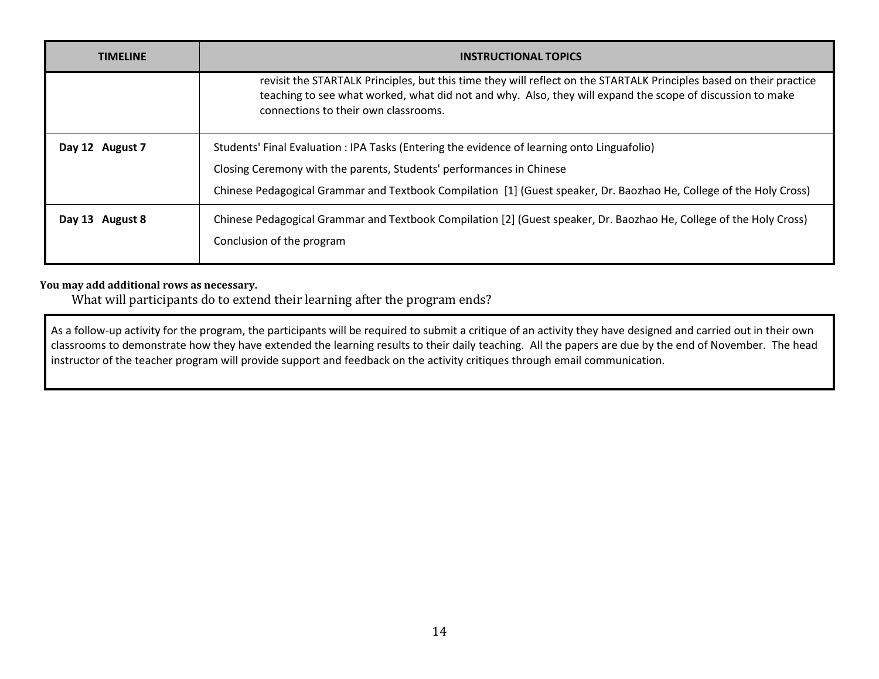| TIMELINE | INSTRUCTIONAL TOPICS |
| --- | --- |
| | revisit the STARTALK Principles, but this time they will reflect on the STARTALK Principles based on their practice teaching to see what worked, what did not and why. Also, they will expand the scope of discussion to make connections to their own classrooms. |
| Day 12 August 7 | Students' Final Evaluation : IPA Tasks (Entering the evidence of learning onto Linguafolio)<br>Closing Ceremony with the parents, Students' performances in Chinese<br>Chinese Pedagogical Grammar and Textbook Compilation [1] (Guest speaker, Dr. Baozhao He, College of the Holy Cross) |
| Day 13 August 8 | Chinese Pedagogical Grammar and Textbook Compilation [2] (Guest speaker, Dr. Baozhao He, College of the Holy Cross)<br>Conclusion of the program |

**You may add additional rows as necessary.**

What will participants do to extend their learning after the program ends?

As a follow-up activity for the program, the participants will be required to submit a critique of an activity they have designed and carried out in their own classrooms to demonstrate how they have extended the learning results to their daily teaching. All the papers are due by the end of November. The head instructor of the teacher program will provide support and feedback on the activity critiques through email communication.